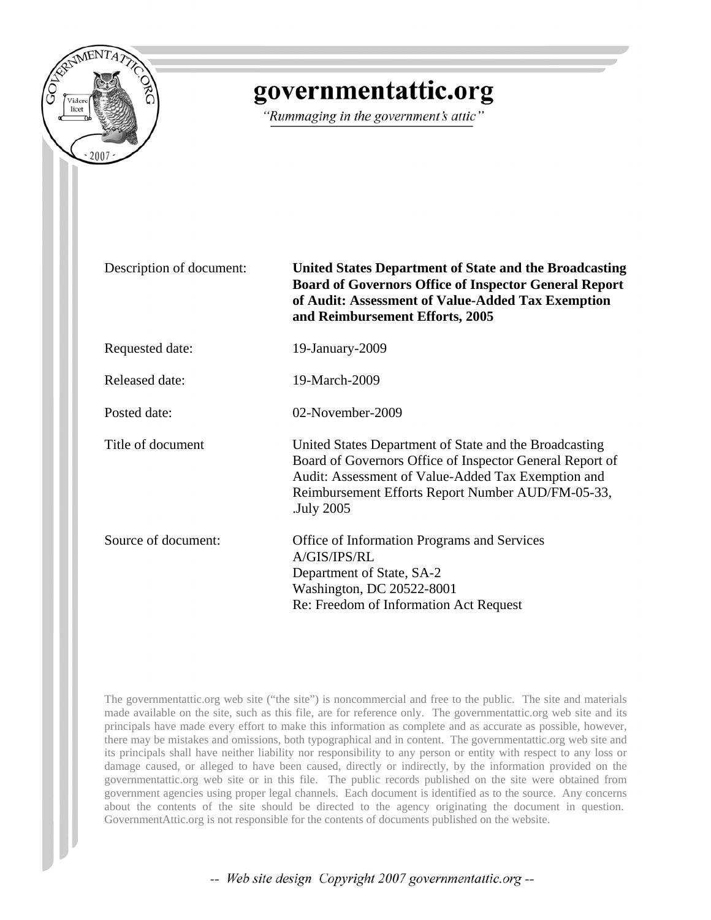# governmentattic.org

*"Rummaging in the government's attic"*

| | |
|---|---|
| Description of document: | **United States Department of State and the Broadcasting Board of Governors Office of Inspector General Report of Audit: Assessment of Value-Added Tax Exemption and Reimbursement Efforts, 2005** |
| Requested date: | 19-January-2009 |
| Released date: | 19-March-2009 |
| Posted date: | 02-November-2009 |
| Title of document | United States Department of State and the Broadcasting Board of Governors Office of Inspector General Report of Audit: Assessment of Value-Added Tax Exemption and Reimbursement Efforts Report Number AUD/FM-05-33, .July 2005 |
| Source of document: | Office of Information Programs and Services<br>A/GIS/IPS/RL<br>Department of State, SA-2<br>Washington, DC 20522-8001<br>Re: Freedom of Information Act Request |

The governmentattic.org web site ("the site") is noncommercial and free to the public. The site and materials made available on the site, such as this file, are for reference only. The governmentattic.org web site and its principals have made every effort to make this information as complete and as accurate as possible, however, there may be mistakes and omissions, both typographical and in content. The governmentattic.org web site and its principals shall have neither liability nor responsibility to any person or entity with respect to any loss or damage caused, or alleged to have been caused, directly or indirectly, by the information provided on the governmentattic.org web site or in this file. The public records published on the site were obtained from government agencies using proper legal channels. Each document is identified as to the source. Any concerns about the contents of the site should be directed to the agency originating the document in question. GovernmentAttic.org is not responsible for the contents of documents published on the website.

*-- Web site design Copyright 2007 governmentattic.org --*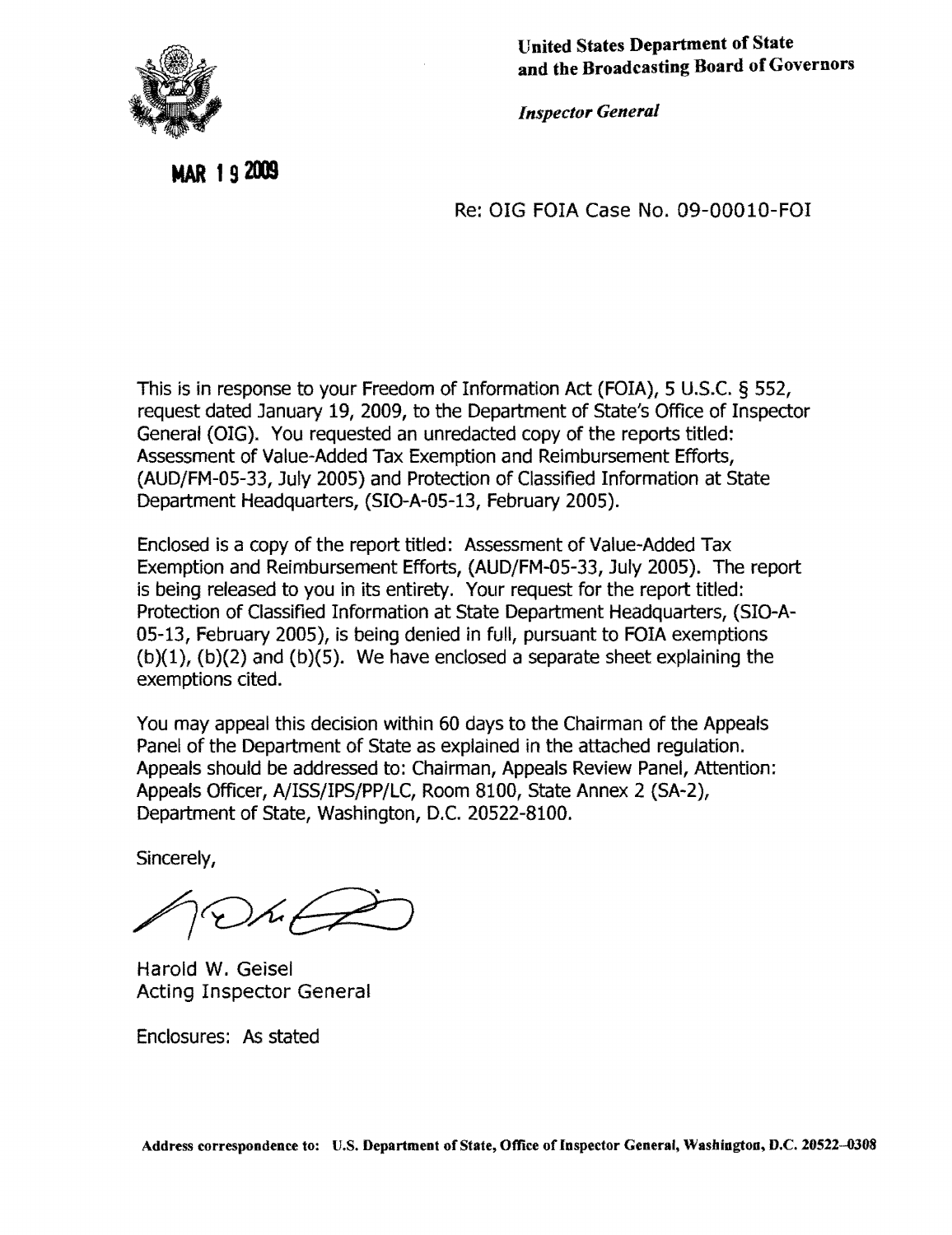**United States Department of State**
**and the Broadcasting Board of Governors**

*Inspector General*

**MAR 19 2009**

Re: OIG FOIA Case No. 09-00010-FOI

This is in response to your Freedom of Information Act (FOIA), 5 U.S.C. § 552, request dated January 19, 2009, to the Department of State's Office of Inspector General (OIG). You requested an unredacted copy of the reports titled: Assessment of Value-Added Tax Exemption and Reimbursement Efforts, (AUD/FM-05-33, July 2005) and Protection of Classified Information at State Department Headquarters, (SIO-A-05-13, February 2005).

Enclosed is a copy of the report titled: Assessment of Value-Added Tax Exemption and Reimbursement Efforts, (AUD/FM-05-33, July 2005). The report is being released to you in its entirety. Your request for the report titled: Protection of Classified Information at State Department Headquarters, (SIO-A-05-13, February 2005), is being denied in full, pursuant to FOIA exemptions (b)(1), (b)(2) and (b)(5). We have enclosed a separate sheet explaining the exemptions cited.

You may appeal this decision within 60 days to the Chairman of the Appeals Panel of the Department of State as explained in the attached regulation. Appeals should be addressed to: Chairman, Appeals Review Panel, Attention: Appeals Officer, A/ISS/IPS/PP/LC, Room 8100, State Annex 2 (SA-2), Department of State, Washington, D.C. 20522-8100.

Sincerely,

Harold W. Geisel
Acting Inspector General

Enclosures: As stated

**Address correspondence to: U.S. Department of State, Office of Inspector General, Washington, D.C. 20522-0308**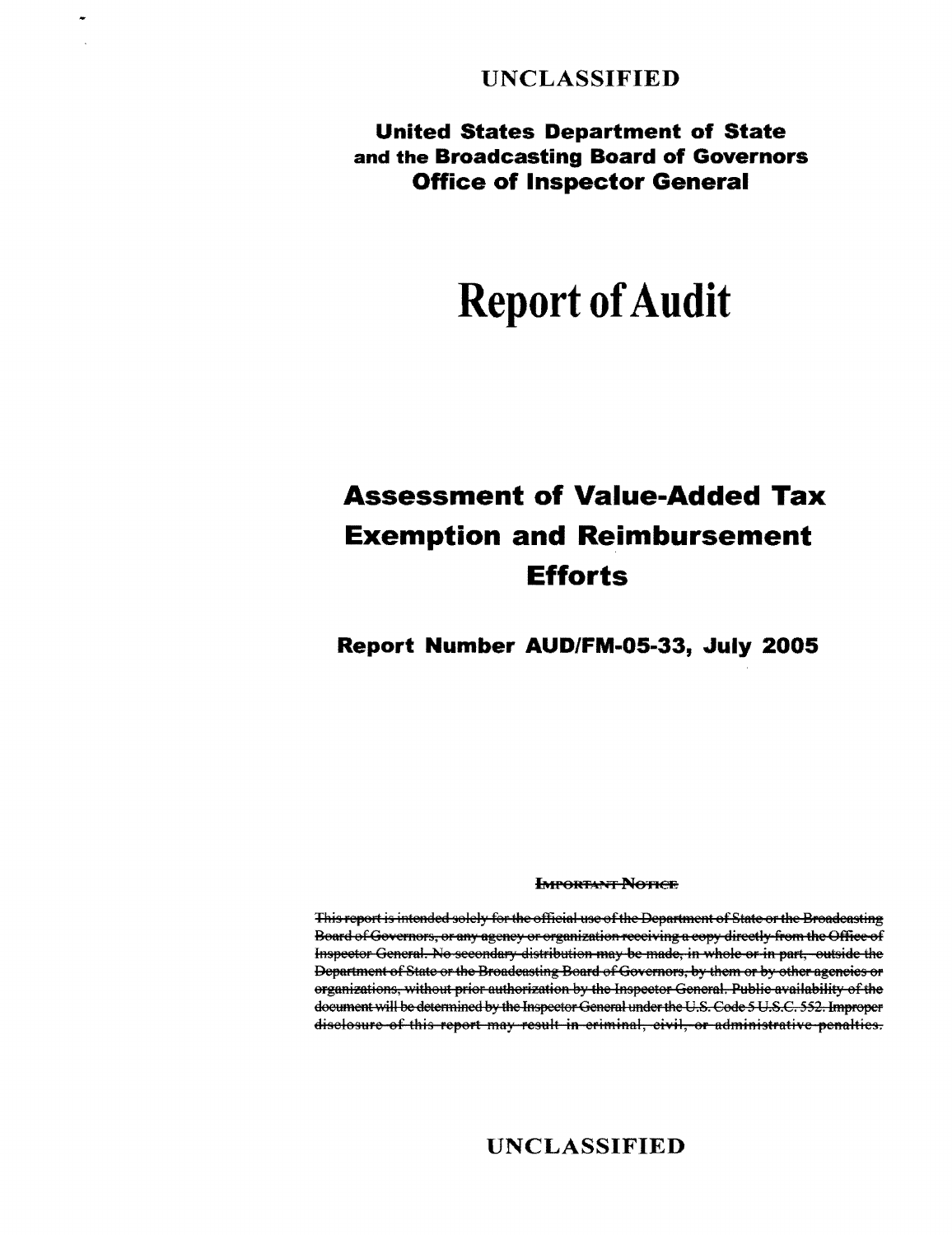UNCLASSIFIED

**United States Department of State**
**and the Broadcasting Board of Governors**
**Office of Inspector General**

# Report of Audit

## Assessment of Value-Added Tax Exemption and Reimbursement Efforts

**Report Number AUD/FM-05-33, July 2005**

~~IMPORTANT NOTICE~~

~~This report is intended solely for the official use of the Department of State or the Broadcasting Board of Governors, or any agency or organization receiving a copy directly from the Office of Inspector General. No secondary distribution may be made, in whole or in part, outside the Department of State or the Broadcasting Board of Governors, by them or by other agencies or organizations, without prior authorization by the Inspector General. Public availability of the document will be determined by the Inspector General under the U.S. Code 5 U.S.C. 552. Improper disclosure of this report may result in criminal, civil, or administrative penalties.~~

UNCLASSIFIED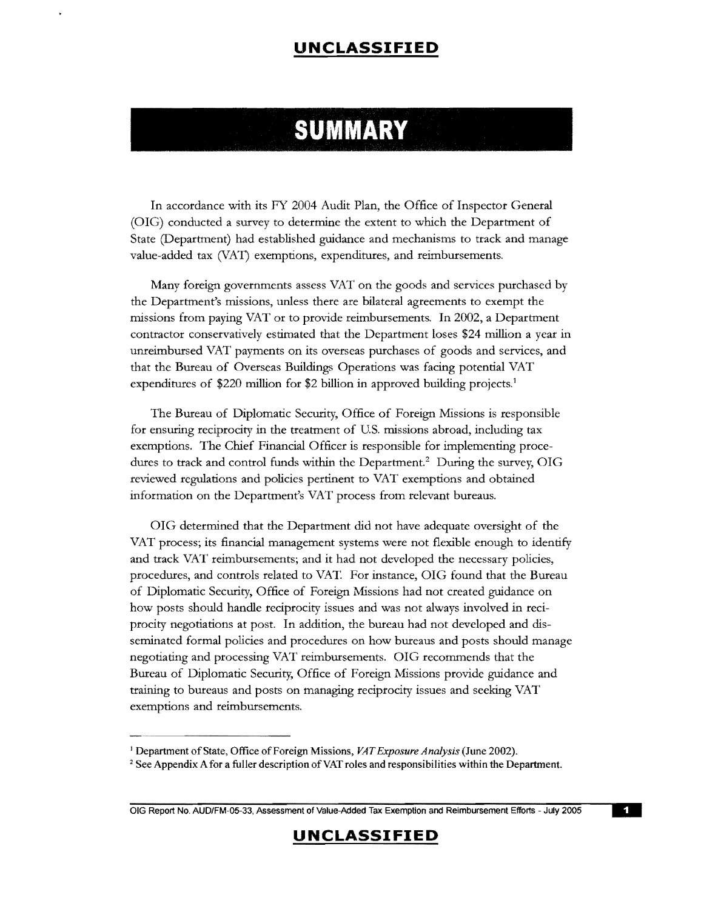# SUMMARY

In accordance with its FY 2004 Audit Plan, the Office of Inspector General (OIG) conducted a survey to determine the extent to which the Department of State (Department) had established guidance and mechanisms to track and manage value-added tax (VAT) exemptions, expenditures, and reimbursements.

Many foreign governments assess VAT on the goods and services purchased by the Department's missions, unless there are bilateral agreements to exempt the missions from paying VAT or to provide reimbursements. In 2002, a Department contractor conservatively estimated that the Department loses $24 million a year in unreimbursed VAT payments on its overseas purchases of goods and services, and that the Bureau of Overseas Buildings Operations was facing potential VAT expenditures of $220 million for $2 billion in approved building projects.[1]

The Bureau of Diplomatic Security, Office of Foreign Missions is responsible for ensuring reciprocity in the treatment of U.S. missions abroad, including tax exemptions. The Chief Financial Officer is responsible for implementing procedures to track and control funds within the Department.[2] During the survey, OIG reviewed regulations and policies pertinent to VAT exemptions and obtained information on the Department's VAT process from relevant bureaus.

OIG determined that the Department did not have adequate oversight of the VAT process; its financial management systems were not flexible enough to identify and track VAT reimbursements; and it had not developed the necessary policies, procedures, and controls related to VAT. For instance, OIG found that the Bureau of Diplomatic Security, Office of Foreign Missions had not created guidance on how posts should handle reciprocity issues and was not always involved in reciprocity negotiations at post. In addition, the bureau had not developed and disseminated formal policies and procedures on how bureaus and posts should manage negotiating and processing VAT reimbursements. OIG recommends that the Bureau of Diplomatic Security, Office of Foreign Missions provide guidance and training to bureaus and posts on managing reciprocity issues and seeking VAT exemptions and reimbursements.

---

[1] Department of State, Office of Foreign Missions, *VAT Exposure Analysis* (June 2002).

[2] See Appendix A for a fuller description of VAT roles and responsibilities within the Department.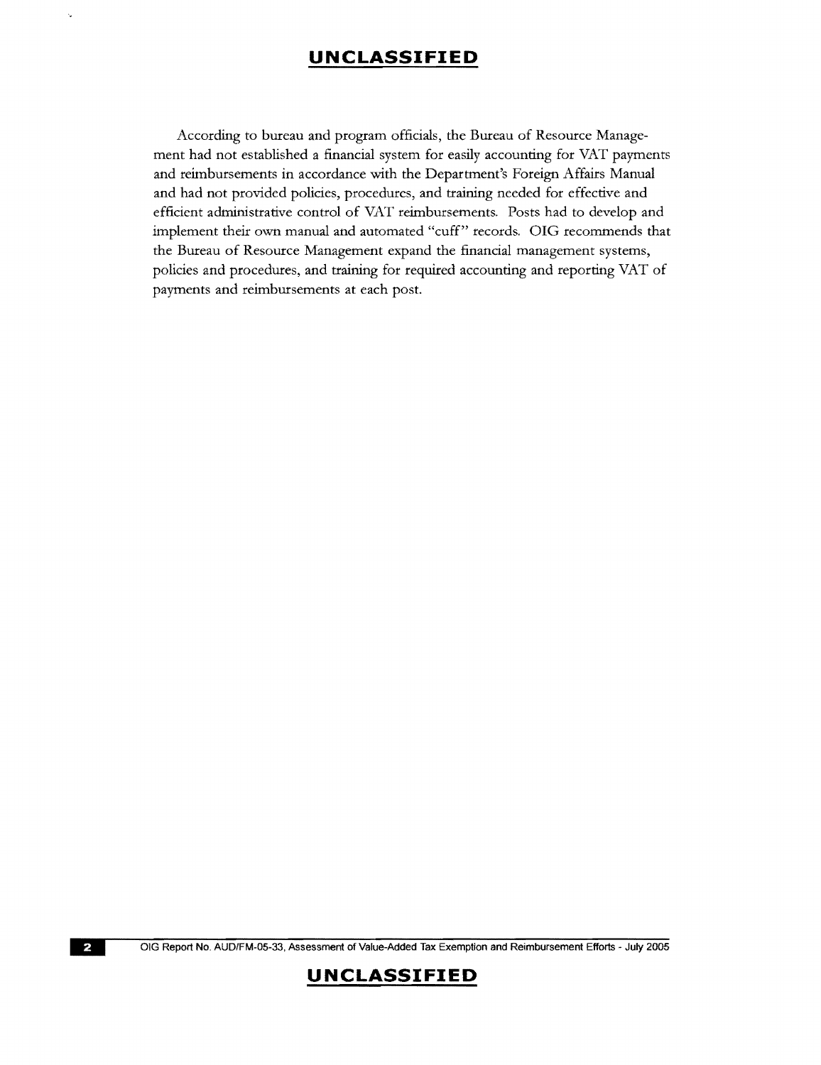According to bureau and program officials, the Bureau of Resource Management had not established a financial system for easily accounting for VAT payments and reimbursements in accordance with the Department's Foreign Affairs Manual and had not provided policies, procedures, and training needed for effective and efficient administrative control of VAT reimbursements. Posts had to develop and implement their own manual and automated "cuff" records. OIG recommends that the Bureau of Resource Management expand the financial management systems, policies and procedures, and training for required accounting and reporting VAT of payments and reimbursements at each post.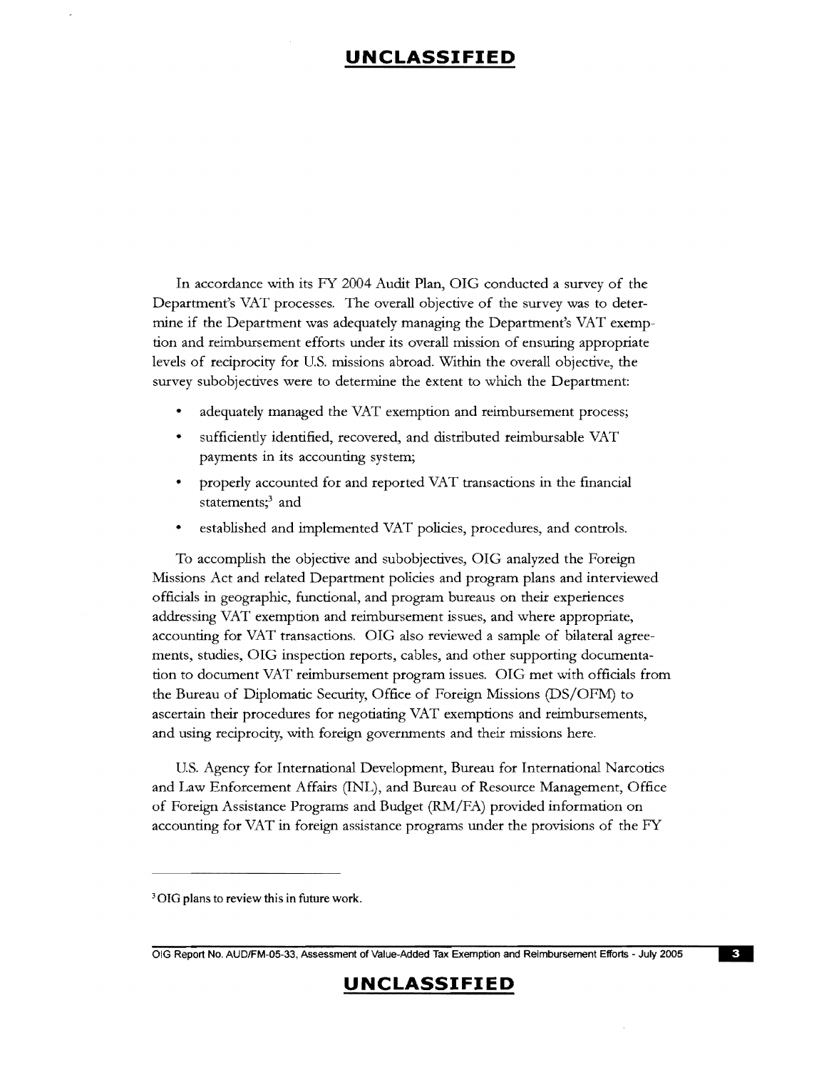In accordance with its FY 2004 Audit Plan, OIG conducted a survey of the Department's VAT processes. The overall objective of the survey was to determine if the Department was adequately managing the Department's VAT exemption and reimbursement efforts under its overall mission of ensuring appropriate levels of reciprocity for U.S. missions abroad. Within the overall objective, the survey subobjectives were to determine the extent to which the Department:

- adequately managed the VAT exemption and reimbursement process;
- sufficiently identified, recovered, and distributed reimbursable VAT payments in its accounting system;
- properly accounted for and reported VAT transactions in the financial statements;[3] and
- established and implemented VAT policies, procedures, and controls.

To accomplish the objective and subobjectives, OIG analyzed the Foreign Missions Act and related Department policies and program plans and interviewed officials in geographic, functional, and program bureaus on their experiences addressing VAT exemption and reimbursement issues, and where appropriate, accounting for VAT transactions. OIG also reviewed a sample of bilateral agreements, studies, OIG inspection reports, cables, and other supporting documentation to document VAT reimbursement program issues. OIG met with officials from the Bureau of Diplomatic Security, Office of Foreign Missions (DS/OFM) to ascertain their procedures for negotiating VAT exemptions and reimbursements, and using reciprocity, with foreign governments and their missions here.

U.S. Agency for International Development, Bureau for International Narcotics and Law Enforcement Affairs (INL), and Bureau of Resource Management, Office of Foreign Assistance Programs and Budget (RM/FA) provided information on accounting for VAT in foreign assistance programs under the provisions of the FY

[3] OIG plans to review this in future work.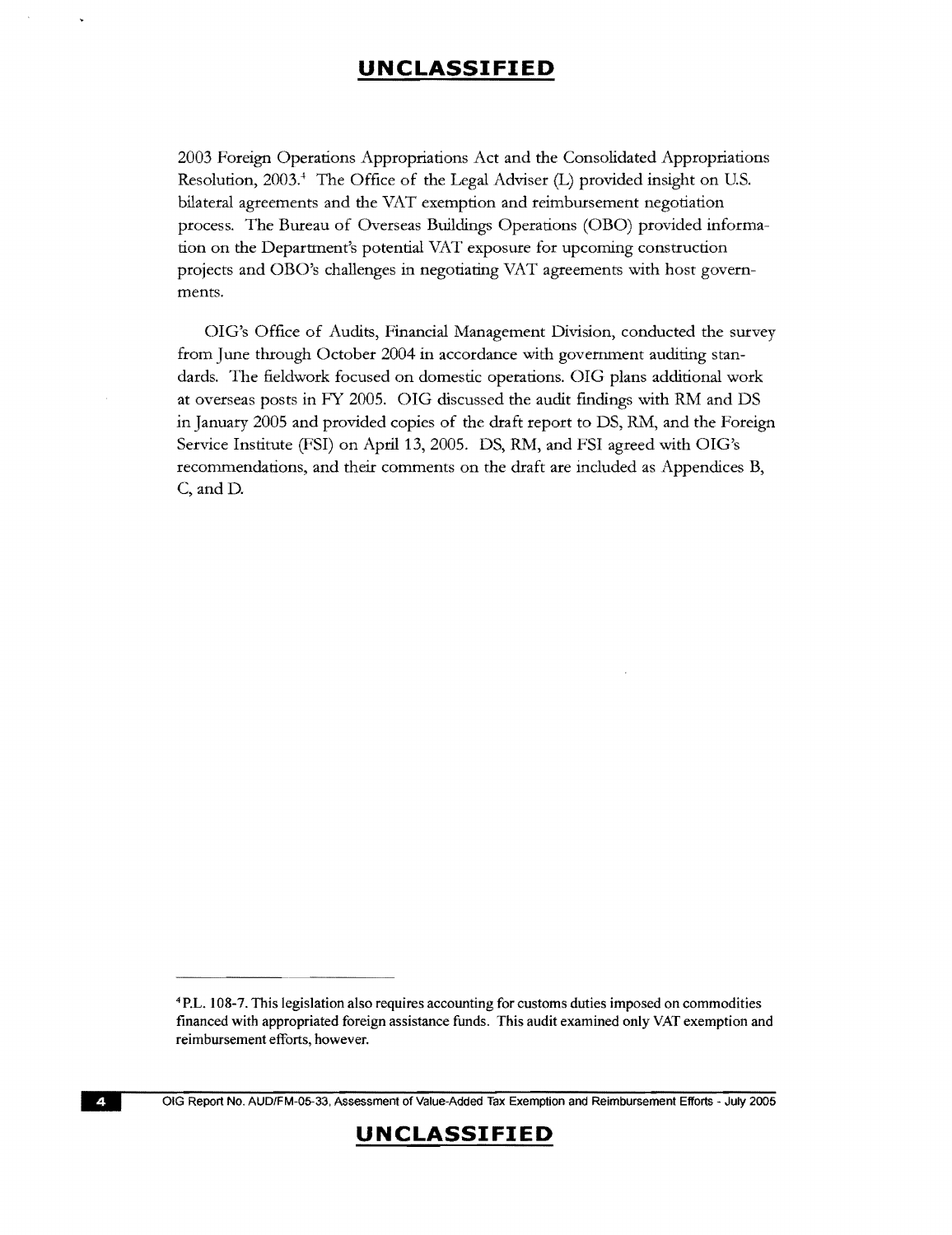2003 Foreign Operations Appropriations Act and the Consolidated Appropriations Resolution, 2003.[4] The Office of the Legal Adviser (L) provided insight on U.S. bilateral agreements and the VAT exemption and reimbursement negotiation process. The Bureau of Overseas Buildings Operations (OBO) provided information on the Department's potential VAT exposure for upcoming construction projects and OBO's challenges in negotiating VAT agreements with host governments.

OIG's Office of Audits, Financial Management Division, conducted the survey from June through October 2004 in accordance with government auditing standards. The fieldwork focused on domestic operations. OIG plans additional work at overseas posts in FY 2005. OIG discussed the audit findings with RM and DS in January 2005 and provided copies of the draft report to DS, RM, and the Foreign Service Institute (FSI) on April 13, 2005. DS, RM, and FSI agreed with OIG's recommendations, and their comments on the draft are included as Appendices B, C, and D.

---

[4] P.L. 108-7. This legislation also requires accounting for customs duties imposed on commodities financed with appropriated foreign assistance funds. This audit examined only VAT exemption and reimbursement efforts, however.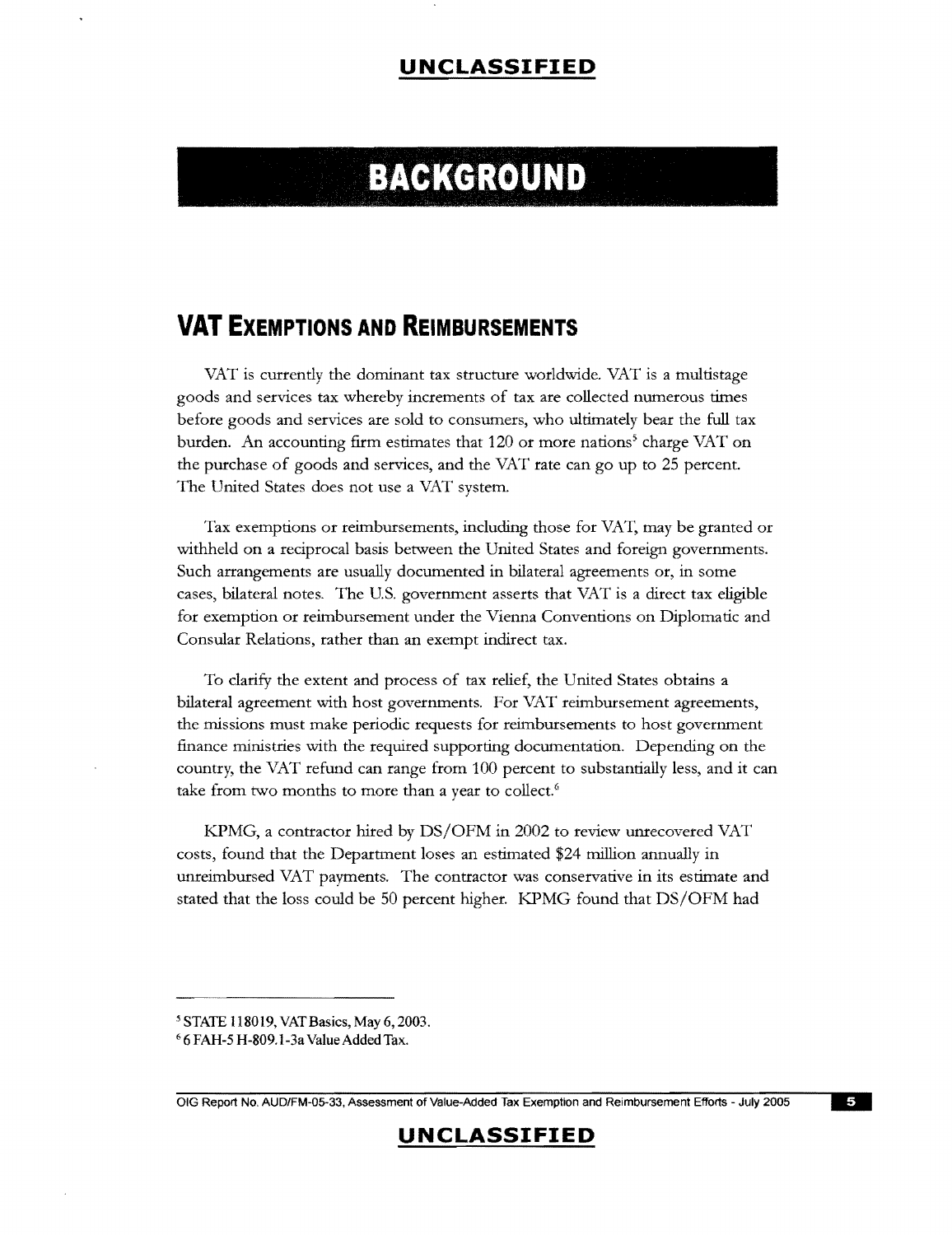# BACKGROUND

## VAT Exemptions and Reimbursements

VAT is currently the dominant tax structure worldwide. VAT is a multistage goods and services tax whereby increments of tax are collected numerous times before goods and services are sold to consumers, who ultimately bear the full tax burden. An accounting firm estimates that 120 or more nations[5] charge VAT on the purchase of goods and services, and the VAT rate can go up to 25 percent. The United States does not use a VAT system.

Tax exemptions or reimbursements, including those for VAT, may be granted or withheld on a reciprocal basis between the United States and foreign governments. Such arrangements are usually documented in bilateral agreements or, in some cases, bilateral notes. The U.S. government asserts that VAT is a direct tax eligible for exemption or reimbursement under the Vienna Conventions on Diplomatic and Consular Relations, rather than an exempt indirect tax.

To clarify the extent and process of tax relief, the United States obtains a bilateral agreement with host governments. For VAT reimbursement agreements, the missions must make periodic requests for reimbursements to host government finance ministries with the required supporting documentation. Depending on the country, the VAT refund can range from 100 percent to substantially less, and it can take from two months to more than a year to collect.[6]

KPMG, a contractor hired by DS/OFM in 2002 to review unrecovered VAT costs, found that the Department loses an estimated $24 million annually in unreimbursed VAT payments. The contractor was conservative in its estimate and stated that the loss could be 50 percent higher. KPMG found that DS/OFM had

---

[5] STATE 118019, VAT Basics, May 6, 2003.

[6] 6 FAH-5 H-809.1-3a Value Added Tax.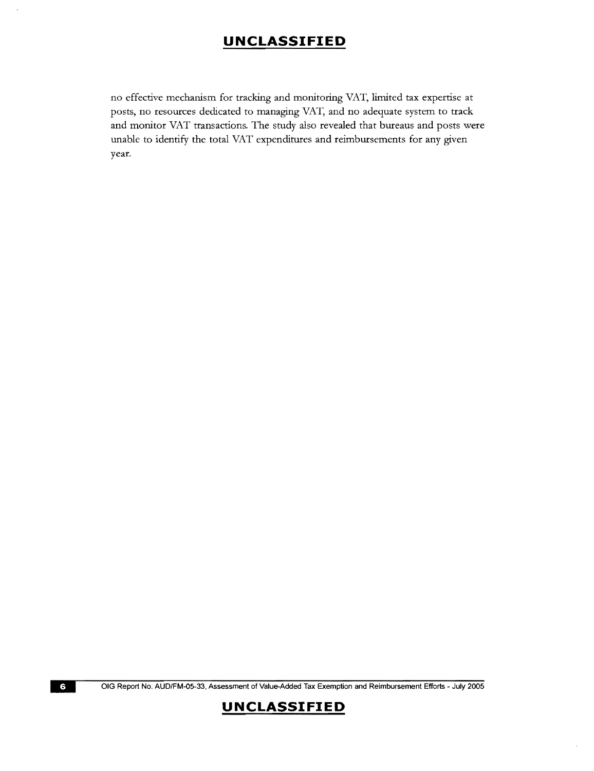no effective mechanism for tracking and monitoring VAT, limited tax expertise at posts, no resources dedicated to managing VAT, and no adequate system to track and monitor VAT transactions. The study also revealed that bureaus and posts were unable to identify the total VAT expenditures and reimbursements for any given year.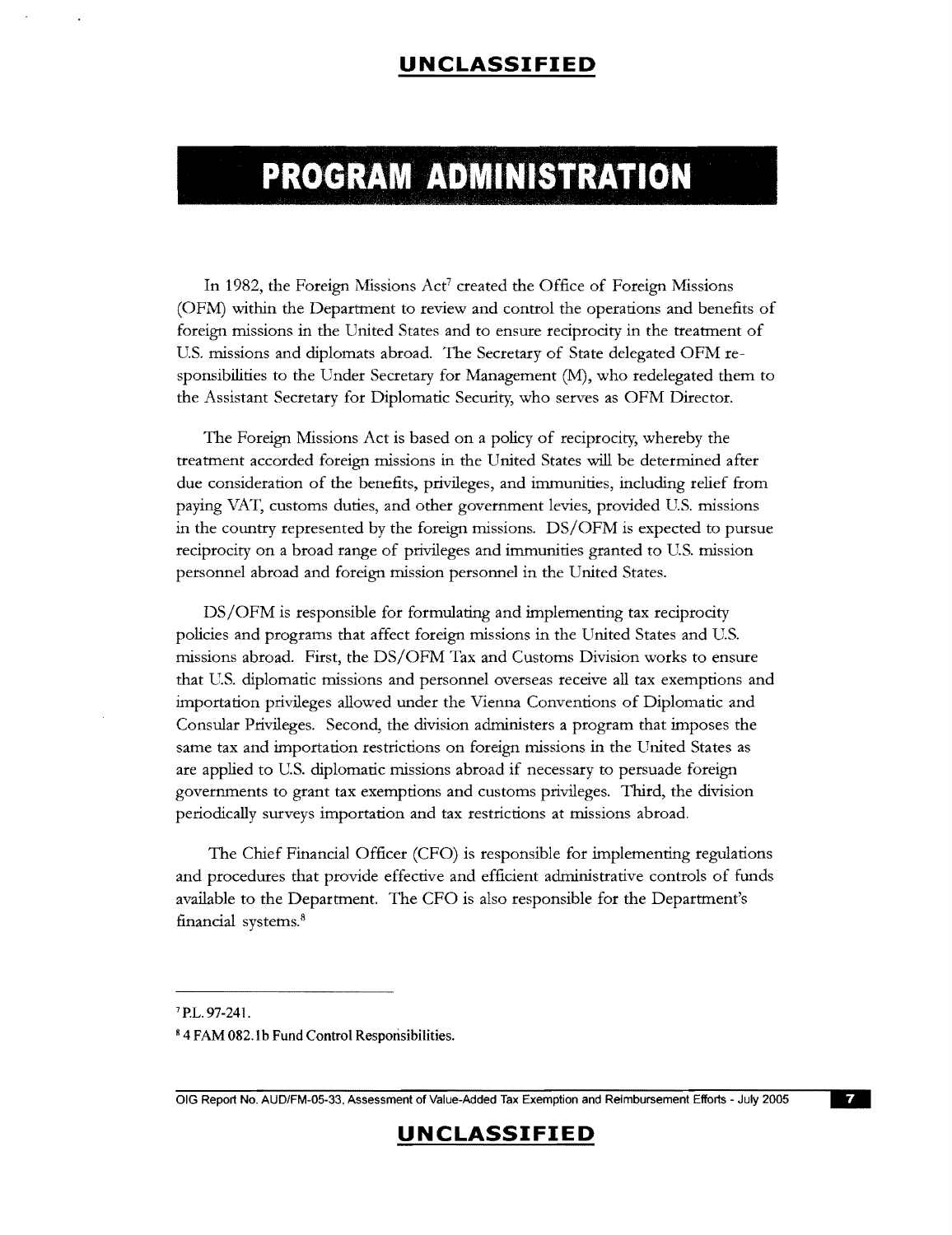# PROGRAM ADMINISTRATION

In 1982, the Foreign Missions Act[7] created the Office of Foreign Missions (OFM) within the Department to review and control the operations and benefits of foreign missions in the United States and to ensure reciprocity in the treatment of U.S. missions and diplomats abroad. The Secretary of State delegated OFM responsibilities to the Under Secretary for Management (M), who redelegated them to the Assistant Secretary for Diplomatic Security, who serves as OFM Director.

The Foreign Missions Act is based on a policy of reciprocity, whereby the treatment accorded foreign missions in the United States will be determined after due consideration of the benefits, privileges, and immunities, including relief from paying VAT, customs duties, and other government levies, provided U.S. missions in the country represented by the foreign missions. DS/OFM is expected to pursue reciprocity on a broad range of privileges and immunities granted to U.S. mission personnel abroad and foreign mission personnel in the United States.

DS/OFM is responsible for formulating and implementing tax reciprocity policies and programs that affect foreign missions in the United States and U.S. missions abroad. First, the DS/OFM Tax and Customs Division works to ensure that U.S. diplomatic missions and personnel overseas receive all tax exemptions and importation privileges allowed under the Vienna Conventions of Diplomatic and Consular Privileges. Second, the division administers a program that imposes the same tax and importation restrictions on foreign missions in the United States as are applied to U.S. diplomatic missions abroad if necessary to persuade foreign governments to grant tax exemptions and customs privileges. Third, the division periodically surveys importation and tax restrictions at missions abroad.

The Chief Financial Officer (CFO) is responsible for implementing regulations and procedures that provide effective and efficient administrative controls of funds available to the Department. The CFO is also responsible for the Department's financial systems.[8]

---

[7] P.L. 97-241.

[8] 4 FAM 082.1b Fund Control Responsibilities.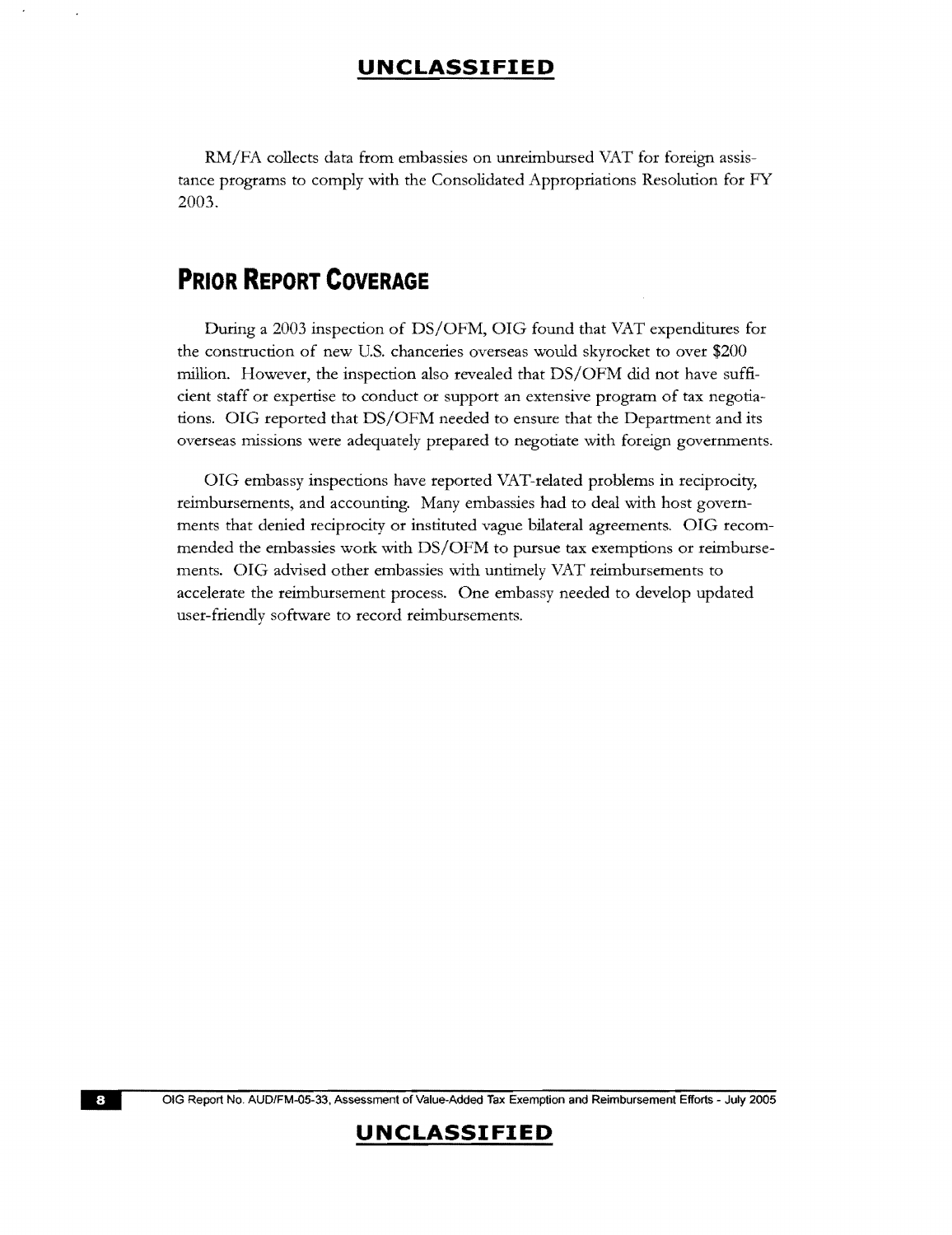RM/FA collects data from embassies on unreimbursed VAT for foreign assistance programs to comply with the Consolidated Appropriations Resolution for FY 2003.

## PRIOR REPORT COVERAGE

During a 2003 inspection of DS/OFM, OIG found that VAT expenditures for the construction of new U.S. chanceries overseas would skyrocket to over $200 million. However, the inspection also revealed that DS/OFM did not have sufficient staff or expertise to conduct or support an extensive program of tax negotiations. OIG reported that DS/OFM needed to ensure that the Department and its overseas missions were adequately prepared to negotiate with foreign governments.

OIG embassy inspections have reported VAT-related problems in reciprocity, reimbursements, and accounting. Many embassies had to deal with host governments that denied reciprocity or instituted vague bilateral agreements. OIG recommended the embassies work with DS/OFM to pursue tax exemptions or reimbursements. OIG advised other embassies with untimely VAT reimbursements to accelerate the reimbursement process. One embassy needed to develop updated user-friendly software to record reimbursements.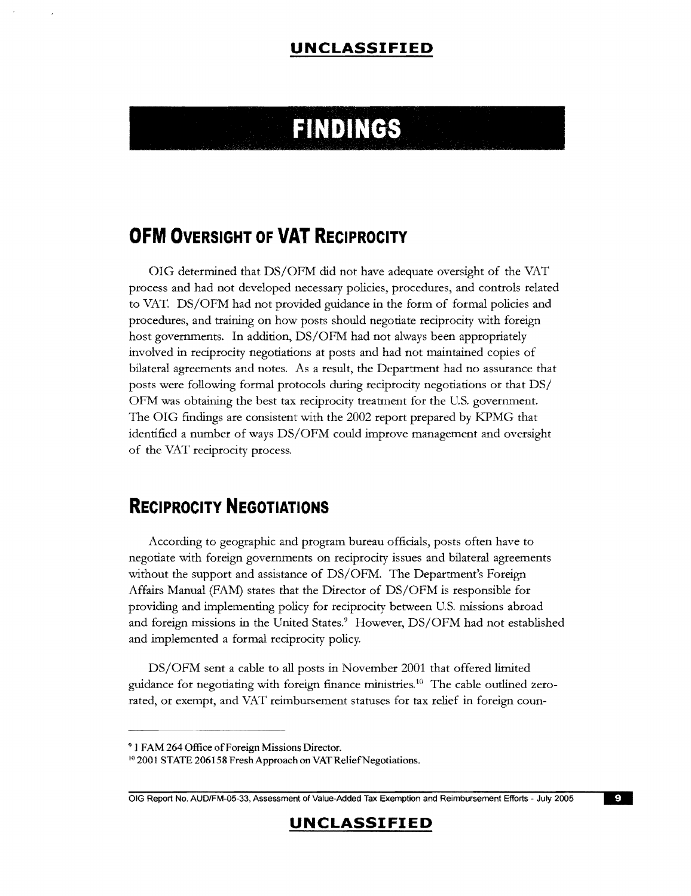# FINDINGS

## OFM OVERSIGHT OF VAT RECIPROCITY

OIG determined that DS/OFM did not have adequate oversight of the VAT process and had not developed necessary policies, procedures, and controls related to VAT. DS/OFM had not provided guidance in the form of formal policies and procedures, and training on how posts should negotiate reciprocity with foreign host governments. In addition, DS/OFM had not always been appropriately involved in reciprocity negotiations at posts and had not maintained copies of bilateral agreements and notes. As a result, the Department had no assurance that posts were following formal protocols during reciprocity negotiations or that DS/OFM was obtaining the best tax reciprocity treatment for the U.S. government. The OIG findings are consistent with the 2002 report prepared by KPMG that identified a number of ways DS/OFM could improve management and oversight of the VAT reciprocity process.

## RECIPROCITY NEGOTIATIONS

According to geographic and program bureau officials, posts often have to negotiate with foreign governments on reciprocity issues and bilateral agreements without the support and assistance of DS/OFM. The Department's Foreign Affairs Manual (FAM) states that the Director of DS/OFM is responsible for providing and implementing policy for reciprocity between U.S. missions abroad and foreign missions in the United States.[9] However, DS/OFM had not established and implemented a formal reciprocity policy.

DS/OFM sent a cable to all posts in November 2001 that offered limited guidance for negotiating with foreign finance ministries.[10] The cable outlined zero-rated, or exempt, and VAT reimbursement statuses for tax relief in foreign coun-

---

[9] 1 FAM 264 Office of Foreign Missions Director.

[10] 2001 STATE 206158 Fresh Approach on VAT Relief Negotiations.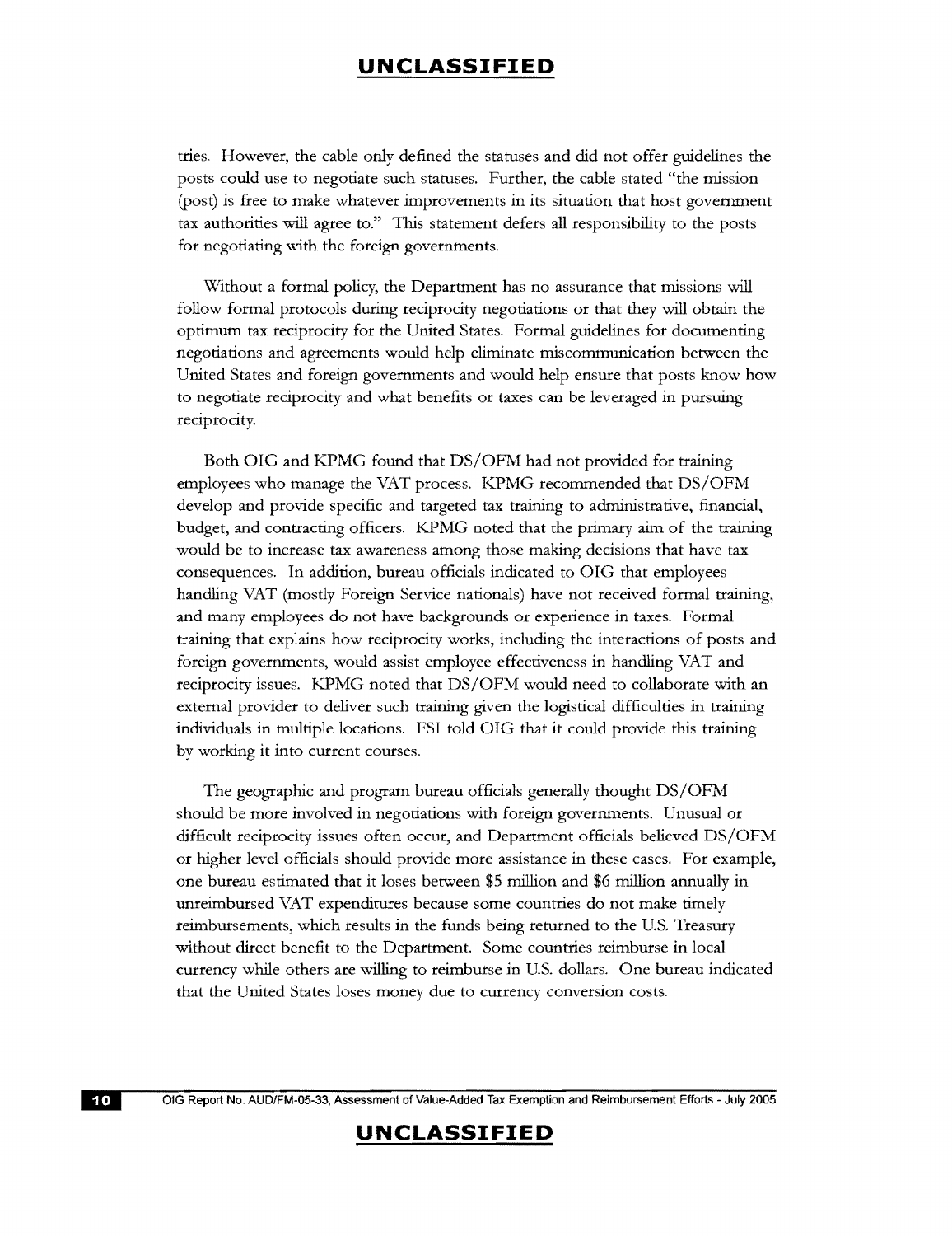tries. However, the cable only defined the statuses and did not offer guidelines the posts could use to negotiate such statuses. Further, the cable stated "the mission (post) is free to make whatever improvements in its situation that host government tax authorities will agree to." This statement defers all responsibility to the posts for negotiating with the foreign governments.

Without a formal policy, the Department has no assurance that missions will follow formal protocols during reciprocity negotiations or that they will obtain the optimum tax reciprocity for the United States. Formal guidelines for documenting negotiations and agreements would help eliminate miscommunication between the United States and foreign governments and would help ensure that posts know how to negotiate reciprocity and what benefits or taxes can be leveraged in pursuing reciprocity.

Both OIG and KPMG found that DS/OFM had not provided for training employees who manage the VAT process. KPMG recommended that DS/OFM develop and provide specific and targeted tax training to administrative, financial, budget, and contracting officers. KPMG noted that the primary aim of the training would be to increase tax awareness among those making decisions that have tax consequences. In addition, bureau officials indicated to OIG that employees handling VAT (mostly Foreign Service nationals) have not received formal training, and many employees do not have backgrounds or experience in taxes. Formal training that explains how reciprocity works, including the interactions of posts and foreign governments, would assist employee effectiveness in handling VAT and reciprocity issues. KPMG noted that DS/OFM would need to collaborate with an external provider to deliver such training given the logistical difficulties in training individuals in multiple locations. FSI told OIG that it could provide this training by working it into current courses.

The geographic and program bureau officials generally thought DS/OFM should be more involved in negotiations with foreign governments. Unusual or difficult reciprocity issues often occur, and Department officials believed DS/OFM or higher level officials should provide more assistance in these cases. For example, one bureau estimated that it loses between $5 million and $6 million annually in unreimbursed VAT expenditures because some countries do not make timely reimbursements, which results in the funds being returned to the U.S. Treasury without direct benefit to the Department. Some countries reimburse in local currency while others are willing to reimburse in U.S. dollars. One bureau indicated that the United States loses money due to currency conversion costs.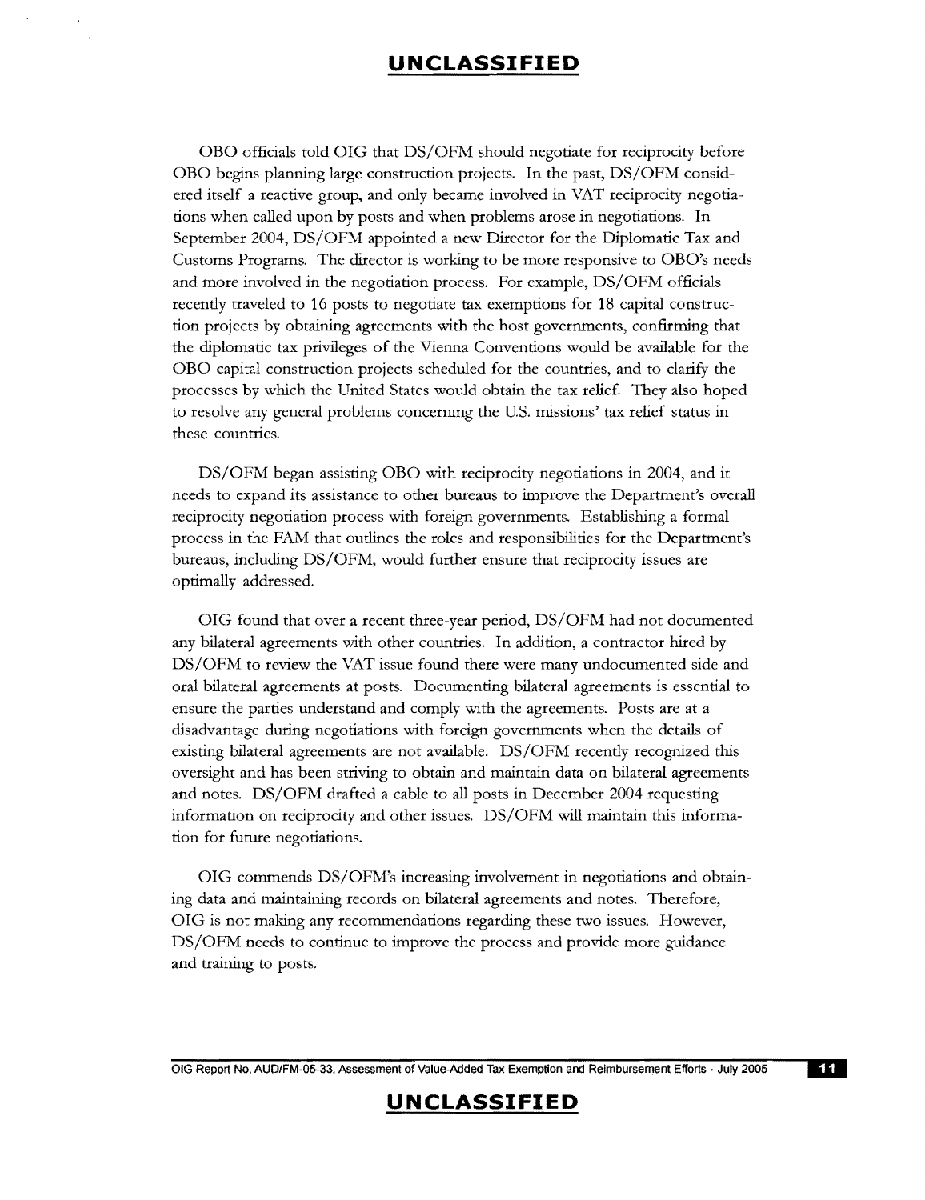OBO officials told OIG that DS/OFM should negotiate for reciprocity before OBO begins planning large construction projects. In the past, DS/OFM considered itself a reactive group, and only became involved in VAT reciprocity negotiations when called upon by posts and when problems arose in negotiations. In September 2004, DS/OFM appointed a new Director for the Diplomatic Tax and Customs Programs. The director is working to be more responsive to OBO's needs and more involved in the negotiation process. For example, DS/OFM officials recently traveled to 16 posts to negotiate tax exemptions for 18 capital construction projects by obtaining agreements with the host governments, confirming that the diplomatic tax privileges of the Vienna Conventions would be available for the OBO capital construction projects scheduled for the countries, and to clarify the processes by which the United States would obtain the tax relief. They also hoped to resolve any general problems concerning the U.S. missions' tax relief status in these countries.

DS/OFM began assisting OBO with reciprocity negotiations in 2004, and it needs to expand its assistance to other bureaus to improve the Department's overall reciprocity negotiation process with foreign governments. Establishing a formal process in the FAM that outlines the roles and responsibilities for the Department's bureaus, including DS/OFM, would further ensure that reciprocity issues are optimally addressed.

OIG found that over a recent three-year period, DS/OFM had not documented any bilateral agreements with other countries. In addition, a contractor hired by DS/OFM to review the VAT issue found there were many undocumented side and oral bilateral agreements at posts. Documenting bilateral agreements is essential to ensure the parties understand and comply with the agreements. Posts are at a disadvantage during negotiations with foreign governments when the details of existing bilateral agreements are not available. DS/OFM recently recognized this oversight and has been striving to obtain and maintain data on bilateral agreements and notes. DS/OFM drafted a cable to all posts in December 2004 requesting information on reciprocity and other issues. DS/OFM will maintain this information for future negotiations.

OIG commends DS/OFM's increasing involvement in negotiations and obtaining data and maintaining records on bilateral agreements and notes. Therefore, OIG is not making any recommendations regarding these two issues. However, DS/OFM needs to continue to improve the process and provide more guidance and training to posts.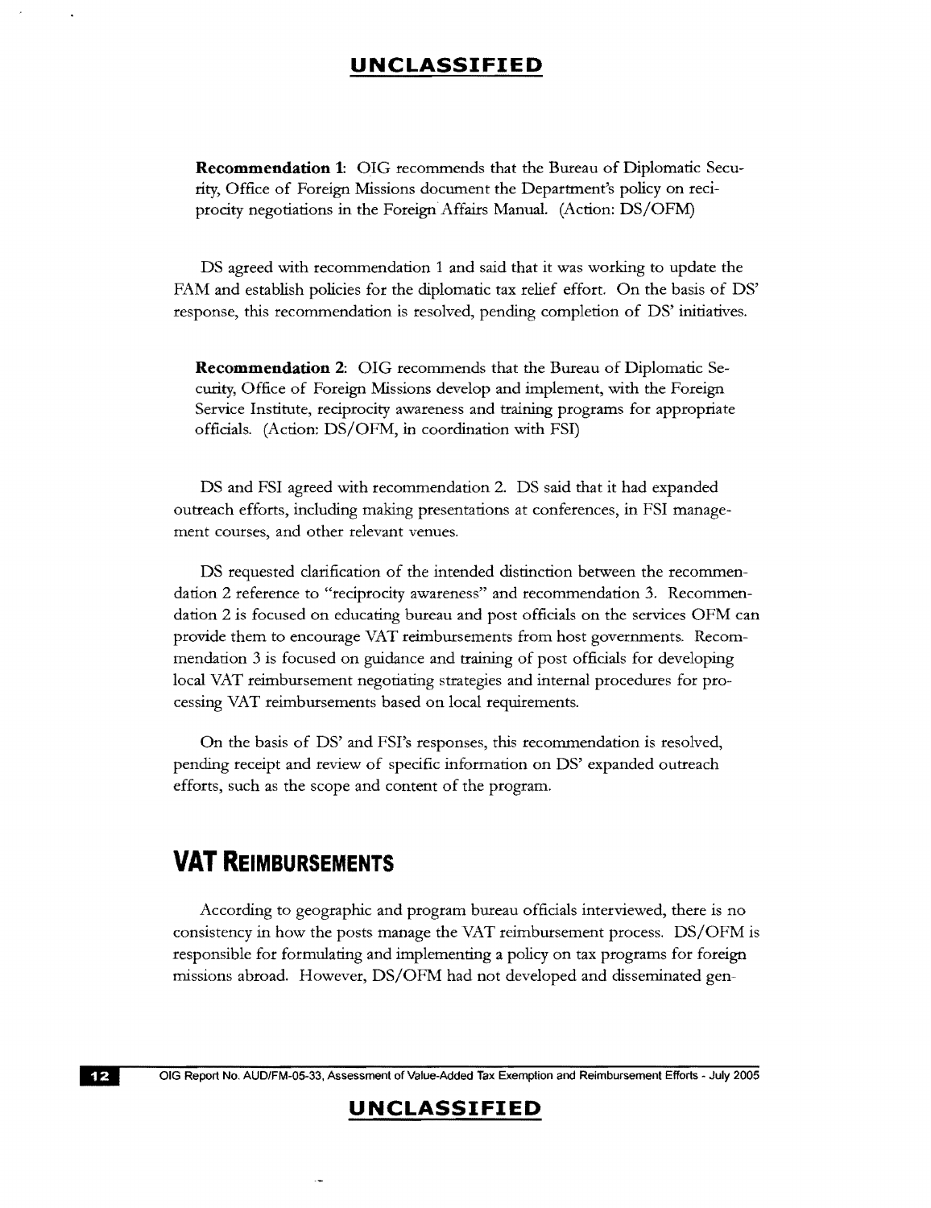**Recommendation 1:** OIG recommends that the Bureau of Diplomatic Security, Office of Foreign Missions document the Department's policy on reciprocity negotiations in the Foreign Affairs Manual. (Action: DS/OFM)

DS agreed with recommendation 1 and said that it was working to update the FAM and establish policies for the diplomatic tax relief effort. On the basis of DS' response, this recommendation is resolved, pending completion of DS' initiatives.

**Recommendation 2:** OIG recommends that the Bureau of Diplomatic Security, Office of Foreign Missions develop and implement, with the Foreign Service Institute, reciprocity awareness and training programs for appropriate officials. (Action: DS/OFM, in coordination with FSI)

DS and FSI agreed with recommendation 2. DS said that it had expanded outreach efforts, including making presentations at conferences, in FSI management courses, and other relevant venues.

DS requested clarification of the intended distinction between the recommendation 2 reference to "reciprocity awareness" and recommendation 3. Recommendation 2 is focused on educating bureau and post officials on the services OFM can provide them to encourage VAT reimbursements from host governments. Recommendation 3 is focused on guidance and training of post officials for developing local VAT reimbursement negotiating strategies and internal procedures for processing VAT reimbursements based on local requirements.

On the basis of DS' and FSI's responses, this recommendation is resolved, pending receipt and review of specific information on DS' expanded outreach efforts, such as the scope and content of the program.

## VAT Reimbursements

According to geographic and program bureau officials interviewed, there is no consistency in how the posts manage the VAT reimbursement process. DS/OFM is responsible for formulating and implementing a policy on tax programs for foreign missions abroad. However, DS/OFM had not developed and disseminated gen-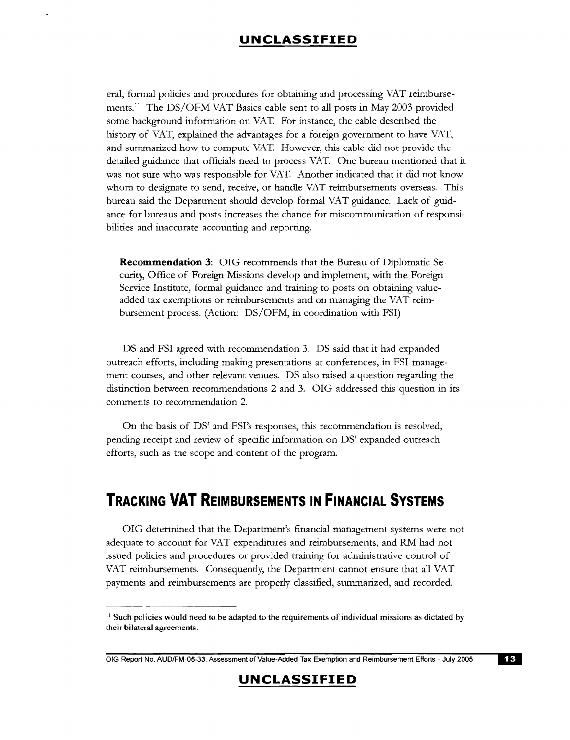eral, formal policies and procedures for obtaining and processing VAT reimbursements.[11] The DS/OFM VAT Basics cable sent to all posts in May 2003 provided some background information on VAT. For instance, the cable described the history of VAT, explained the advantages for a foreign government to have VAT, and summarized how to compute VAT. However, this cable did not provide the detailed guidance that officials need to process VAT. One bureau mentioned that it was not sure who was responsible for VAT. Another indicated that it did not know whom to designate to send, receive, or handle VAT reimbursements overseas. This bureau said the Department should develop formal VAT guidance. Lack of guidance for bureaus and posts increases the chance for miscommunication of responsibilities and inaccurate accounting and reporting.

**Recommendation 3**: OIG recommends that the Bureau of Diplomatic Security, Office of Foreign Missions develop and implement, with the Foreign Service Institute, formal guidance and training to posts on obtaining value-added tax exemptions or reimbursements and on managing the VAT reimbursement process. (Action: DS/OFM, in coordination with FSI)

DS and FSI agreed with recommendation 3. DS said that it had expanded outreach efforts, including making presentations at conferences, in FSI management courses, and other relevant venues. DS also raised a question regarding the distinction between recommendations 2 and 3. OIG addressed this question in its comments to recommendation 2.

On the basis of DS' and FSI's responses, this recommendation is resolved, pending receipt and review of specific information on DS' expanded outreach efforts, such as the scope and content of the program.

## Tracking VAT Reimbursements in Financial Systems

OIG determined that the Department's financial management systems were not adequate to account for VAT expenditures and reimbursements, and RM had not issued policies and procedures or provided training for administrative control of VAT reimbursements. Consequently, the Department cannot ensure that all VAT payments and reimbursements are properly classified, summarized, and recorded.

[11] Such policies would need to be adapted to the requirements of individual missions as dictated by their bilateral agreements.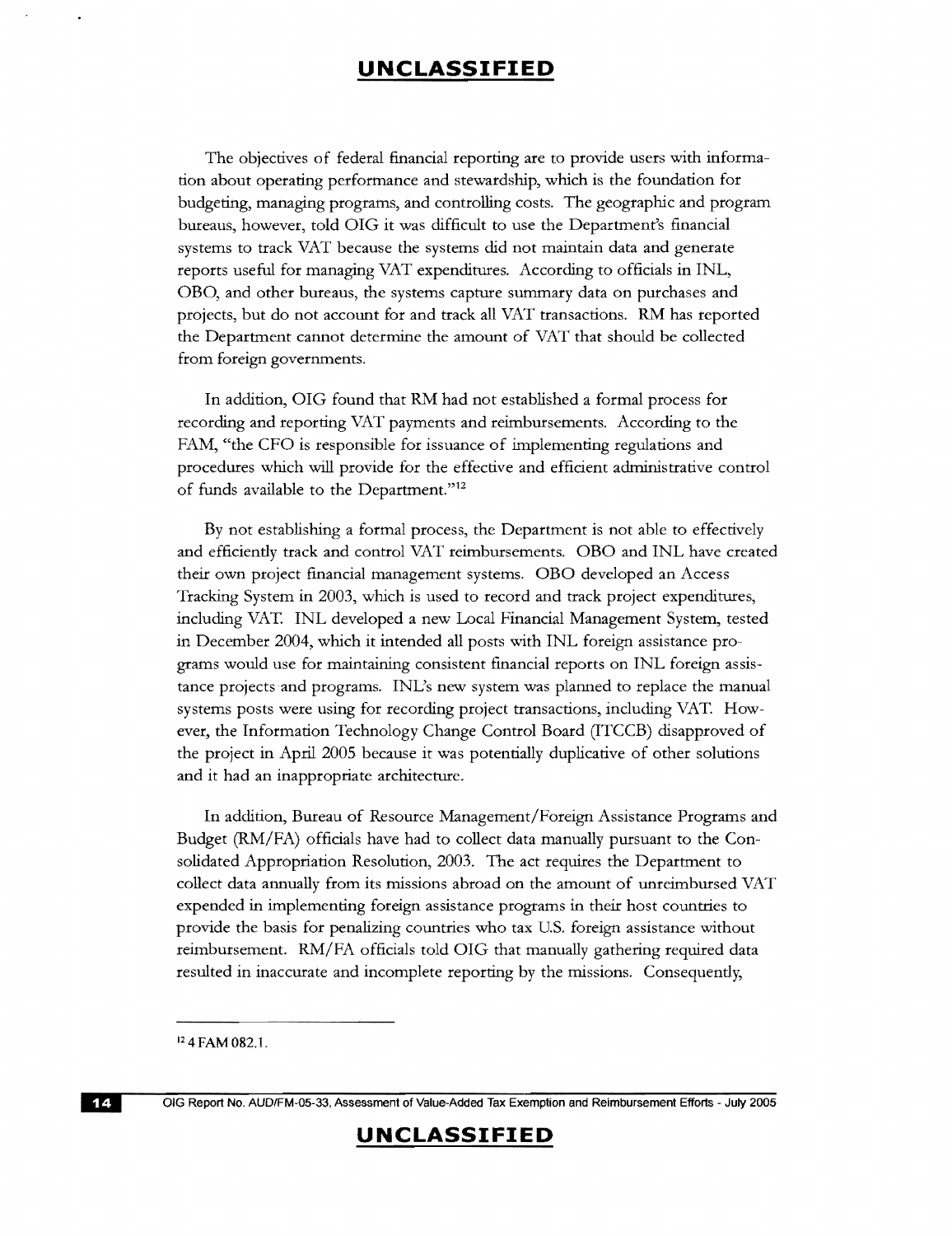The objectives of federal financial reporting are to provide users with information about operating performance and stewardship, which is the foundation for budgeting, managing programs, and controlling costs. The geographic and program bureaus, however, told OIG it was difficult to use the Department's financial systems to track VAT because the systems did not maintain data and generate reports useful for managing VAT expenditures. According to officials in INL, OBO, and other bureaus, the systems capture summary data on purchases and projects, but do not account for and track all VAT transactions. RM has reported the Department cannot determine the amount of VAT that should be collected from foreign governments.

In addition, OIG found that RM had not established a formal process for recording and reporting VAT payments and reimbursements. According to the FAM, "the CFO is responsible for issuance of implementing regulations and procedures which will provide for the effective and efficient administrative control of funds available to the Department."[12]

By not establishing a formal process, the Department is not able to effectively and efficiently track and control VAT reimbursements. OBO and INL have created their own project financial management systems. OBO developed an Access Tracking System in 2003, which is used to record and track project expenditures, including VAT. INL developed a new Local Financial Management System, tested in December 2004, which it intended all posts with INL foreign assistance programs would use for maintaining consistent financial reports on INL foreign assistance projects and programs. INL's new system was planned to replace the manual systems posts were using for recording project transactions, including VAT. However, the Information Technology Change Control Board (ITCCB) disapproved of the project in April 2005 because it was potentially duplicative of other solutions and it had an inappropriate architecture.

In addition, Bureau of Resource Management/Foreign Assistance Programs and Budget (RM/FA) officials have had to collect data manually pursuant to the Consolidated Appropriation Resolution, 2003. The act requires the Department to collect data annually from its missions abroad on the amount of unreimbursed VAT expended in implementing foreign assistance programs in their host countries to provide the basis for penalizing countries who tax U.S. foreign assistance without reimbursement. RM/FA officials told OIG that manually gathering required data resulted in inaccurate and incomplete reporting by the missions. Consequently,

---

[12] 4 FAM 082.1.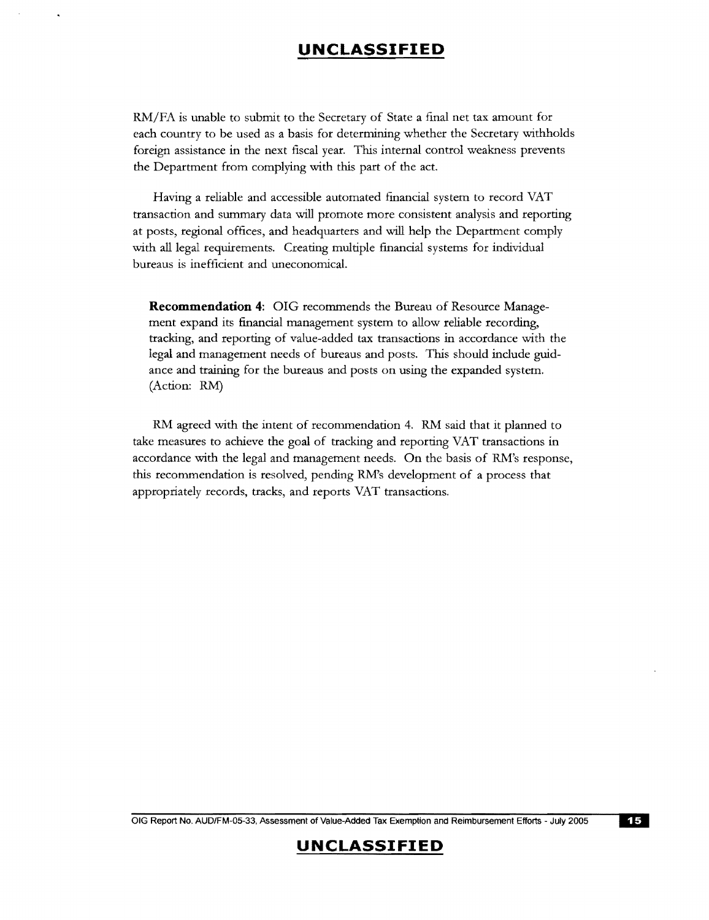RM/FA is unable to submit to the Secretary of State a final net tax amount for each country to be used as a basis for determining whether the Secretary withholds foreign assistance in the next fiscal year. This internal control weakness prevents the Department from complying with this part of the act.

Having a reliable and accessible automated financial system to record VAT transaction and summary data will promote more consistent analysis and reporting at posts, regional offices, and headquarters and will help the Department comply with all legal requirements. Creating multiple financial systems for individual bureaus is inefficient and uneconomical.

> **Recommendation 4**: OIG recommends the Bureau of Resource Management expand its financial management system to allow reliable recording, tracking, and reporting of value-added tax transactions in accordance with the legal and management needs of bureaus and posts. This should include guidance and training for the bureaus and posts on using the expanded system. (Action: RM)

RM agreed with the intent of recommendation 4. RM said that it planned to take measures to achieve the goal of tracking and reporting VAT transactions in accordance with the legal and management needs. On the basis of RM's response, this recommendation is resolved, pending RM's development of a process that appropriately records, tracks, and reports VAT transactions.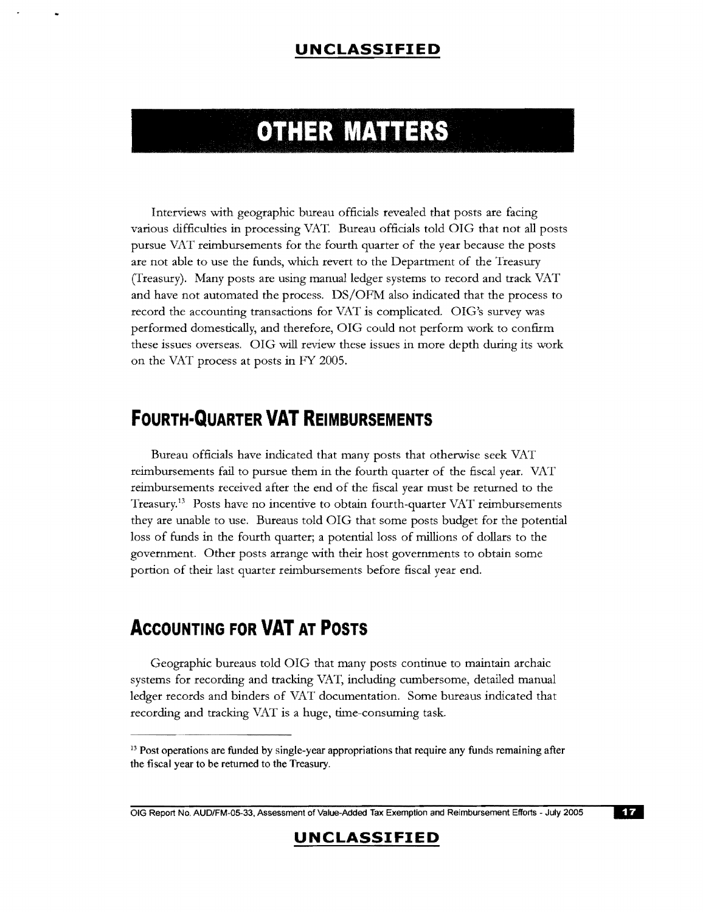# OTHER MATTERS

Interviews with geographic bureau officials revealed that posts are facing various difficulties in processing VAT. Bureau officials told OIG that not all posts pursue VAT reimbursements for the fourth quarter of the year because the posts are not able to use the funds, which revert to the Department of the Treasury (Treasury). Many posts are using manual ledger systems to record and track VAT and have not automated the process. DS/OFM also indicated that the process to record the accounting transactions for VAT is complicated. OIG's survey was performed domestically, and therefore, OIG could not perform work to confirm these issues overseas. OIG will review these issues in more depth during its work on the VAT process at posts in FY 2005.

## FOURTH-QUARTER VAT REIMBURSEMENTS

Bureau officials have indicated that many posts that otherwise seek VAT reimbursements fail to pursue them in the fourth quarter of the fiscal year. VAT reimbursements received after the end of the fiscal year must be returned to the Treasury.[13] Posts have no incentive to obtain fourth-quarter VAT reimbursements they are unable to use. Bureaus told OIG that some posts budget for the potential loss of funds in the fourth quarter; a potential loss of millions of dollars to the government. Other posts arrange with their host governments to obtain some portion of their last quarter reimbursements before fiscal year end.

## ACCOUNTING FOR VAT AT POSTS

Geographic bureaus told OIG that many posts continue to maintain archaic systems for recording and tracking VAT, including cumbersome, detailed manual ledger records and binders of VAT documentation. Some bureaus indicated that recording and tracking VAT is a huge, time-consuming task.

[13] Post operations are funded by single-year appropriations that require any funds remaining after the fiscal year to be returned to the Treasury.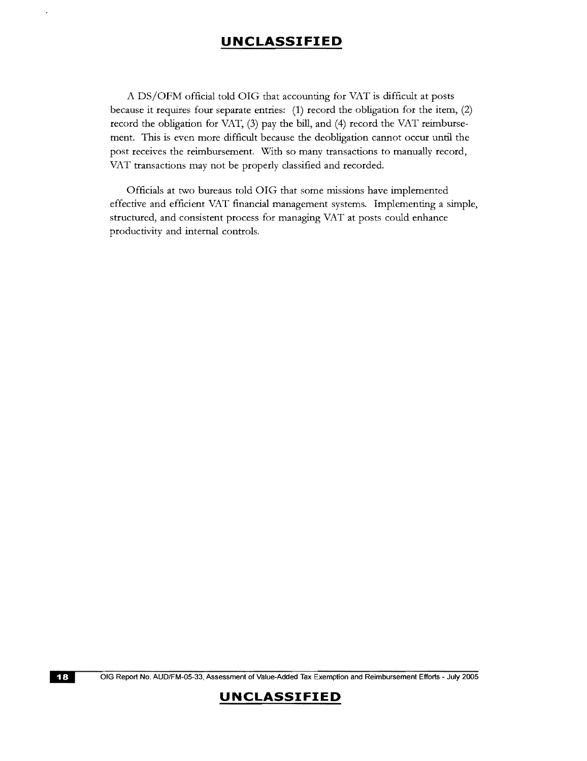A DS/OFM official told OIG that accounting for VAT is difficult at posts because it requires four separate entries: (1) record the obligation for the item, (2) record the obligation for VAT, (3) pay the bill, and (4) record the VAT reimbursement. This is even more difficult because the deobligation cannot occur until the post receives the reimbursement. With so many transactions to manually record, VAT transactions may not be properly classified and recorded.

Officials at two bureaus told OIG that some missions have implemented effective and efficient VAT financial management systems. Implementing a simple, structured, and consistent process for managing VAT at posts could enhance productivity and internal controls.